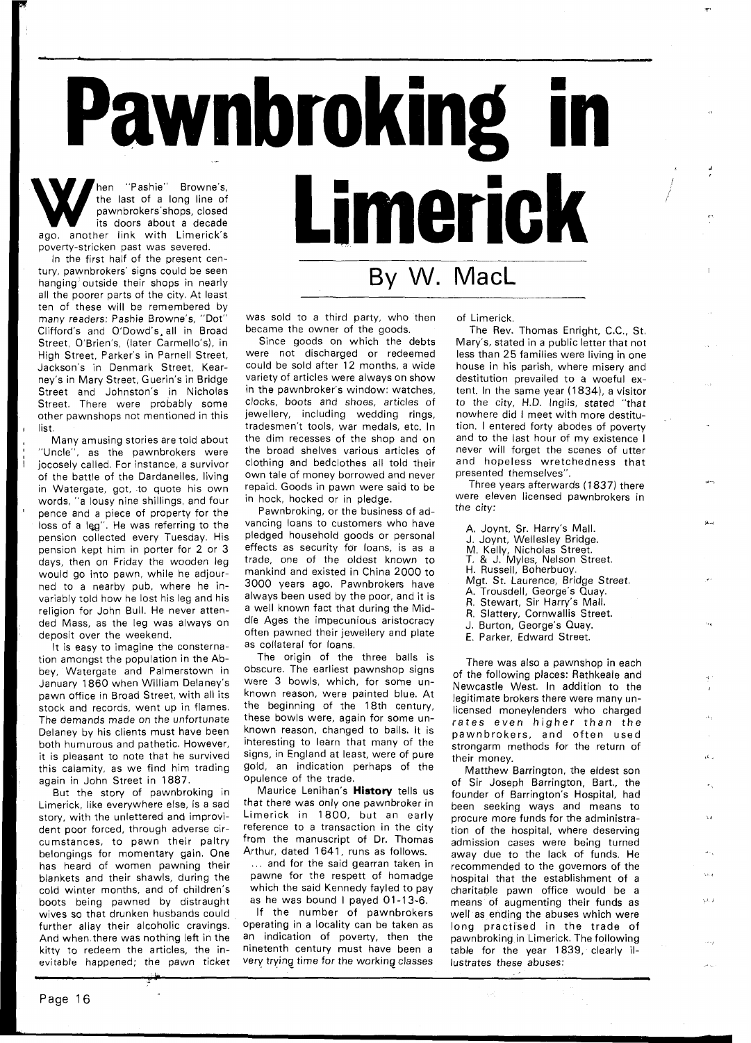# Pawnbroking in Limerick

## By W. MacL

When "Pashie" Browne's, the last of a long line of pawnbrokers' shops, closed its doors about a decade ago, another link with Limerick's poverty-stricken past was severed.

In the first half of the present century, pawnbrokers' signs could be seen hanging outside their shops in nearly all the poorer parts of the city. At least ten of these will be remembered by many readers: Pashie Browne's, "Dot" Clifford's and O'Dowd's, all in Broad Street, O'Brien's, (later Carmello's), in High Street, Parker's in Parnell Street, Jackson's in Denmark Street, Kearney's in Mary Street, Guerin's in Bridge Street and Johnston's in Nicholas Street. There were probably some other pawnshops not mentioned in this list.

Many amusing stories are told about "Uncle", as the pawnbrokers were jocosely called. For instance, a survivor of the battle of the Dardanelles, living in Watergate, got, to quote his own words, "a lousy nine shillings, and four pence and a piece of property for the loss of a leg". He was referring to the pension collected every Tuesday. His pension kept him in porter for 2 or 3 days, then on Friday the wooden leg would go into pawn, while he adjourned to a nearby pub, where he invariably told how he lost his leg and his religion for John Bull. He never attended Mass, as the leg was always on deposit over the weekend.

It is easy to imagine the consternation amongst the population in the Abbey, Watergate and Palmerstown in January 1860 when William Delaney's pawn office in Broad Street, with all its stock and records, went up in flames. The demands made on the unfortunate Delaney by his clients must have been both humurous and pathetic. However, it is pleasant to note that he survived this calamity, as we find him trading again in John Street in 1887.

But the story of pawnbroking in Limerick, like everywhere else, is a sad story, with the unlettered and improvident poor forced, through adverse circumstances, to pawn their paltry belongings for momentary gain. One has heard of women pawning their blankets and their shawls, during the cold winter months, and of children's boots being pawned by distraught wives so that drunken husbands could further allay their alcoholic cravings. And when there was nothing left in the kitty to redeem the articles, the inevitable happened; the pawn ticket was sold to a third party, who then became the owner of the goods.

Since goods on which the debts were not discharged or redeemed could be sold after 12 months, a wide variety of articles were always on show in the pawnbroker's window: watches, clocks, boots and shoes, articles of jewellery, including wedding rings, tradesmen't tools, war medals, etc. In the dim recesses of the shop and on the broad shelves various articles of clothing and bedclothes all told their own tale of money borrowed and never repaid. Goods in pawn were said to be in hock, hocked or in pledge.

Pawnbroking, or the business of advancing loans to customers who have pledged household goods or personal effects as security for loans, is as a trade, one of the oldest known to mankind and existed in China 2000 to 3000 years ago. Pawnbrokers have always been used by the poor, and it is a well known fact that during the Middle Ages the impecunious aristocracy often pawned their jewellery and plate as collateral for loans.

The origin of the three balls is obscure. The earliest pawnshop signs were 3 bowls, which, for some unknown reason, were painted blue. At the beginning of the 18th century, these bowls were, again for some unknown reason, changed to balls. It is interesting to learn that many of the signs, in England at least, were of pure gold, an indication perhaps of the opulence of the trade.

Maurice Lenihan's **History** tells us that there was only one pawnbroker in Limerick in 1800, but an early reference to a transaction in the city from the manuscript of Dr. Thomas Arthur, dated 1641, runs as follows.

... and for the said gearran taken in pawne for the respett of homadge which the said Kennedy fayled to pay as he was bound I payed 01-13-6.

If the number of pawnbrokers operating in a locality can be taken as an indication of poverty, then the nineteenth century must have been a very trying time for the working classes of Limerick.

The Rev. Thomas Enright, C.C., St. Mary's, stated in a public letter that not less than 25 families were living in one house in his parish, where misery and destitution prevailed to a woeful extent. In the same year (1834), a visitor to the city, H.D. Inglis, stated "that nowhere did I meet with more destitution. I entered forty abodes of poverty and to the last hour of my existence I never will forget the scenes of utter and hopeless wretchedness that presented themselves".

Three years afterwards (1837) there were eleven licensed pawnbrokers in the city:

A. Joynt, Sr. Harry's Mall.
J. Joynt, Wellesley Bridge.
M. Kelly, Nicholas Street.
T. & J. Myles, Nelson Street.
H. Russell, Boherbuoy.
Mgt. St. Laurence, Bridge Street.
A. Trousdell, George's Quay.
R. Stewart, Sir Harry's Mall.
R. Slattery, Cornwallis Street.
J. Burton, George's Quay.
E. Parker, Edward Street.

There was also a pawnshop in each of the following places: Rathkeale and Newcastle West. In addition to the legitimate brokers there were many unlicensed moneylenders who charged rates even higher than the pawnbrokers, and often used strongarm methods for the return of their money.

Matthew Barrington, the eldest son of Sir Joseph Barrington, Bart., the founder of Barrington's Hospital, had been seeking ways and means to procure more funds for the administration of the hospital, where deserving admission cases were being turned away due to the lack of funds. He recommended to the governors of the hospital that the establishment of a charitable pawn office would be a means of augmenting their funds as well as ending the abuses which were long practised in the trade of pawnbroking in Limerick. The following table for the year 1839, clearly illustrates these abuses: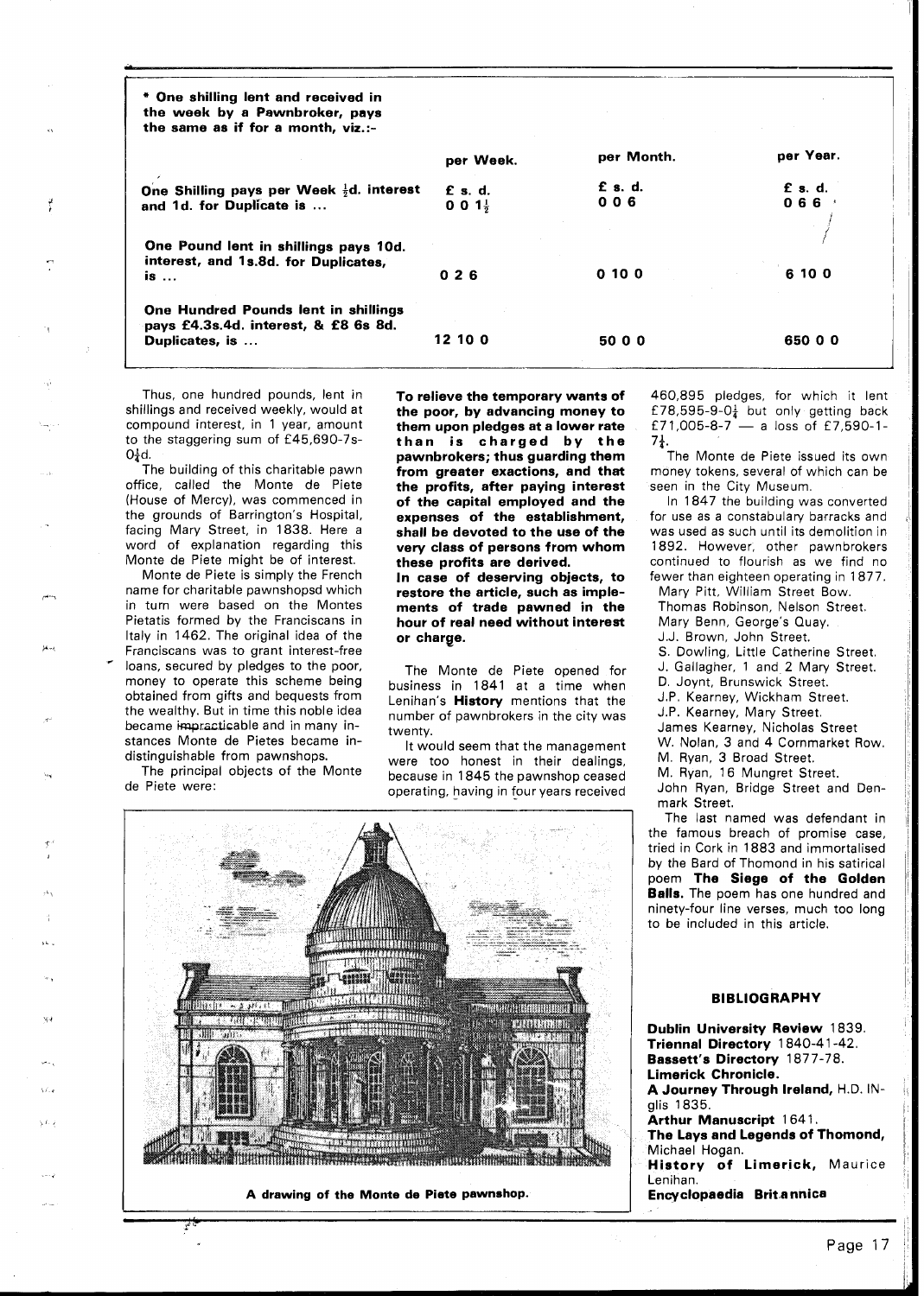**\* One shilling lent and received in the week by a Pawnbroker, pays the same as if for a month, viz.:-**

| | per Week. | per Month. | per Year. |
|---|---|---|---|
| **One Shilling pays per Week ½d. interest and 1d. for Duplicate is ...** | **£ s. d. 0 0 1½** | **£ s. d. 0 0 6** | **£ s. d. 0 6 6** |
| **One Pound lent in shillings pays 10d. interest, and 1s.8d. for Duplicates, is ...** | **0 2 6** | **0 10 0** | **6 10 0** |
| **One Hundred Pounds lent in shillings pays £4.3s.4d. interest, & £8 6s 8d. Duplicates, is ...** | **12 10 0** | **50 0 0** | **650 0 0** |

Thus, one hundred pounds, lent in shillings and received weekly, would at compound interest, in 1 year, amount to the staggering sum of £45,690-7s-0¼d.

The building of this charitable pawn office, called the Monte de Piete (House of Mercy), was commenced in the grounds of Barrington's Hospital, facing Mary Street, in 1838. Here a word of explanation regarding this Monte de Piete might be of interest.

Monte de Piete is simply the French name for charitable pawnshopsd which in turn were based on the Montes Pietatis formed by the Franciscans in Italy in 1462. The original idea of the Franciscans was to grant interest-free loans, secured by pledges to the poor, money to operate this scheme being obtained from gifts and bequests from the wealthy. But in time this noble idea became impracticable and in many instances Monte de Pietes became indistinguishable from pawnshops.

The principal objects of the Monte de Piete were:

**To relieve the temporary wants of the poor, by advancing money to them upon pledges at a lower rate than is charged by the pawnbrokers; thus guarding them from greater exactions, and that the profits, after paying interest of the capital employed and the expenses of the establishment, shall be devoted to the use of the very class of persons from whom these profits are derived.**

**In case of deserving objects, to restore the article, such as implements of trade pawned in the hour of real need without interest or charge.**

The Monte de Piete opened for business in 1841 at a time when Lenihan's **History** mentions that the number of pawnbrokers in the city was twenty.

It would seem that the management were too honest in their dealings, because in 1845 the pawnshop ceased operating, having in four years received 460,895 pledges, for which it lent £78,595-9-0¼ but only getting back £71,005-8-7 — a loss of £7,590-1-7¼.

The Monte de Piete issued its own money tokens, several of which can be seen in the City Museum.

In 1847 the building was converted for use as a constabulary barracks and was used as such until its demolition in 1892. However, other pawnbrokers continued to flourish as we find no fewer than eighteen operating in 1877.

Mary Pitt, William Street Bow.
Thomas Robinson, Nelson Street.
Mary Benn, George's Quay.
J.J. Brown, John Street.
S. Dowling, Little Catherine Street.
J. Gallagher, 1 and 2 Mary Street.
D. Joynt, Brunswick Street.
J.P. Kearney, Wickham Street.
J.P. Kearney, Mary Street.
James Kearney, Nicholas Street
W. Nolan, 3 and 4 Cornmarket Row.
M. Ryan, 3 Broad Street.
M. Ryan, 16 Mungret Street.
John Ryan, Bridge Street and Denmark Street.

The last named was defendant in the famous breach of promise case, tried in Cork in 1883 and immortalised by the Bard of Thomond in his satirical poem **The Siege of the Golden Balls.** The poem has one hundred and ninety-four line verses, much too long to be included in this article.

A drawing of the Monte de Piete pawnshop.

## BIBLIOGRAPHY

**Dublin University Review** 1839.
**Triennal Directory** 1840-41-42.
**Bassett's Directory** 1877-78.
**Limerick Chronicle.**
**A Journey Through Ireland,** H.D. Inglis 1835.
**Arthur Manuscript** 1641.
**The Lays and Legends of Thomond,** Michael Hogan.
**History of Limerick,** Maurice Lenihan.
**Encyclopaedia Britannica**